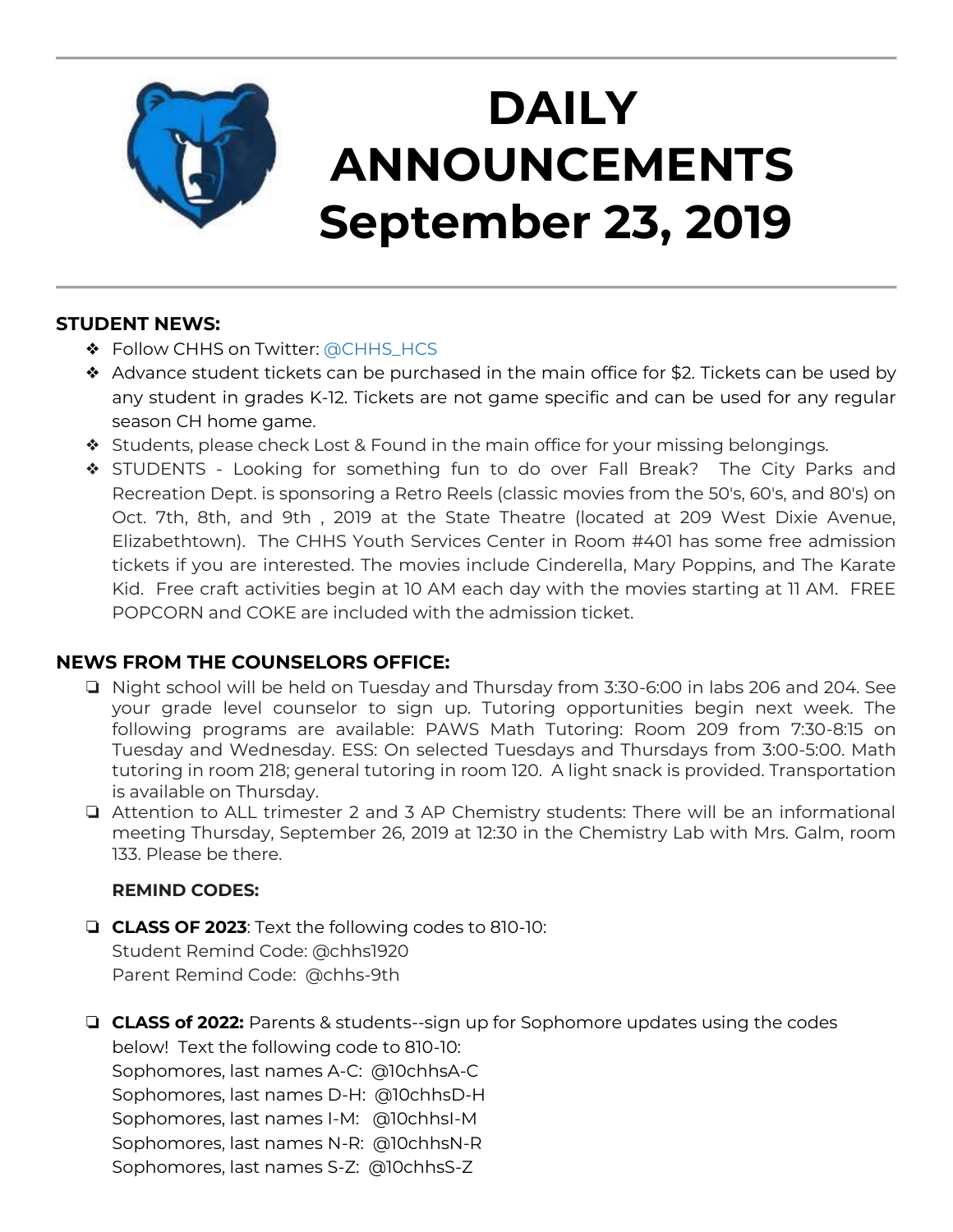# DAILY ANNOUNCEMENTS September 23, 2019

## STUDENT NEWS:

- Follow CHHS on Twitter: @CHHS_HCS
- Advance student tickets can be purchased in the main office for $2. Tickets can be used by any student in grades K-12. Tickets are not game specific and can be used for any regular season CH home game.
- Students, please check Lost & Found in the main office for your missing belongings.
- STUDENTS - Looking for something fun to do over Fall Break? The City Parks and Recreation Dept. is sponsoring a Retro Reels (classic movies from the 50's, 60's, and 80's) on Oct. 7th, 8th, and 9th , 2019 at the State Theatre (located at 209 West Dixie Avenue, Elizabethtown). The CHHS Youth Services Center in Room #401 has some free admission tickets if you are interested. The movies include Cinderella, Mary Poppins, and The Karate Kid. Free craft activities begin at 10 AM each day with the movies starting at 11 AM. FREE POPCORN and COKE are included with the admission ticket.

## NEWS FROM THE COUNSELORS OFFICE:

- Night school will be held on Tuesday and Thursday from 3:30-6:00 in labs 206 and 204. See your grade level counselor to sign up. Tutoring opportunities begin next week. The following programs are available: PAWS Math Tutoring: Room 209 from 7:30-8:15 on Tuesday and Wednesday. ESS: On selected Tuesdays and Thursdays from 3:00-5:00. Math tutoring in room 218; general tutoring in room 120. A light snack is provided. Transportation is available on Thursday.
- Attention to ALL trimester 2 and 3 AP Chemistry students: There will be an informational meeting Thursday, September 26, 2019 at 12:30 in the Chemistry Lab with Mrs. Galm, room 133. Please be there.

**REMIND CODES:**

- **CLASS OF 2023**: Text the following codes to 810-10:
  Student Remind Code: @chhs1920
  Parent Remind Code: @chhs-9th

- **CLASS of 2022:** Parents & students--sign up for Sophomore updates using the codes below! Text the following code to 810-10:
  Sophomores, last names A-C: @10chhsA-C
  Sophomores, last names D-H: @10chhsD-H
  Sophomores, last names I-M: @10chhsI-M
  Sophomores, last names N-R: @10chhsN-R
  Sophomores, last names S-Z: @10chhsS-Z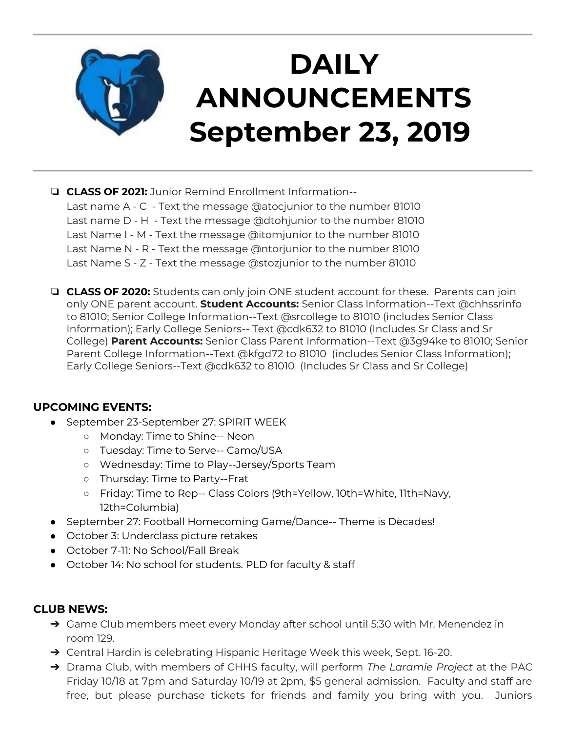# DAILY ANNOUNCEMENTS September 23, 2019

- **CLASS OF 2021:** Junior Remind Enrollment Information--
  Last name A - C - Text the message @atocjunior to the number 81010
  Last name D - H - Text the message @dtohjunior to the number 81010
  Last Name I - M - Text the message @itomjunior to the number 81010
  Last Name N - R - Text the message @ntorjunior to the number 81010
  Last Name S - Z - Text the message @stozjunior to the number 81010

- **CLASS OF 2020:** Students can only join ONE student account for these. Parents can join only ONE parent account. **Student Accounts:** Senior Class Information--Text @chhssrinfo to 81010; Senior College Information--Text @srcollege to 81010 (includes Senior Class Information); Early College Seniors-- Text @cdk632 to 81010 (Includes Sr Class and Sr College) **Parent Accounts:** Senior Class Parent Information--Text @3g94ke to 81010; Senior Parent College Information--Text @kfgd72 to 81010 (includes Senior Class Information); Early College Seniors--Text @cdk632 to 81010 (Includes Sr Class and Sr College)

**UPCOMING EVENTS:**

- September 23-September 27: SPIRIT WEEK
  - Monday: Time to Shine-- Neon
  - Tuesday: Time to Serve-- Camo/USA
  - Wednesday: Time to Play--Jersey/Sports Team
  - Thursday: Time to Party--Frat
  - Friday: Time to Rep-- Class Colors (9th=Yellow, 10th=White, 11th=Navy, 12th=Columbia)
- September 27: Football Homecoming Game/Dance-- Theme is Decades!
- October 3: Underclass picture retakes
- October 7-11: No School/Fall Break
- October 14: No school for students. PLD for faculty & staff

**CLUB NEWS:**

- Game Club members meet every Monday after school until 5:30 with Mr. Menendez in room 129.
- Central Hardin is celebrating Hispanic Heritage Week this week, Sept. 16-20.
- Drama Club, with members of CHHS faculty, will perform *The Laramie Project* at the PAC Friday 10/18 at 7pm and Saturday 10/19 at 2pm, $5 general admission. Faculty and staff are free, but please purchase tickets for friends and family you bring with you. Juniors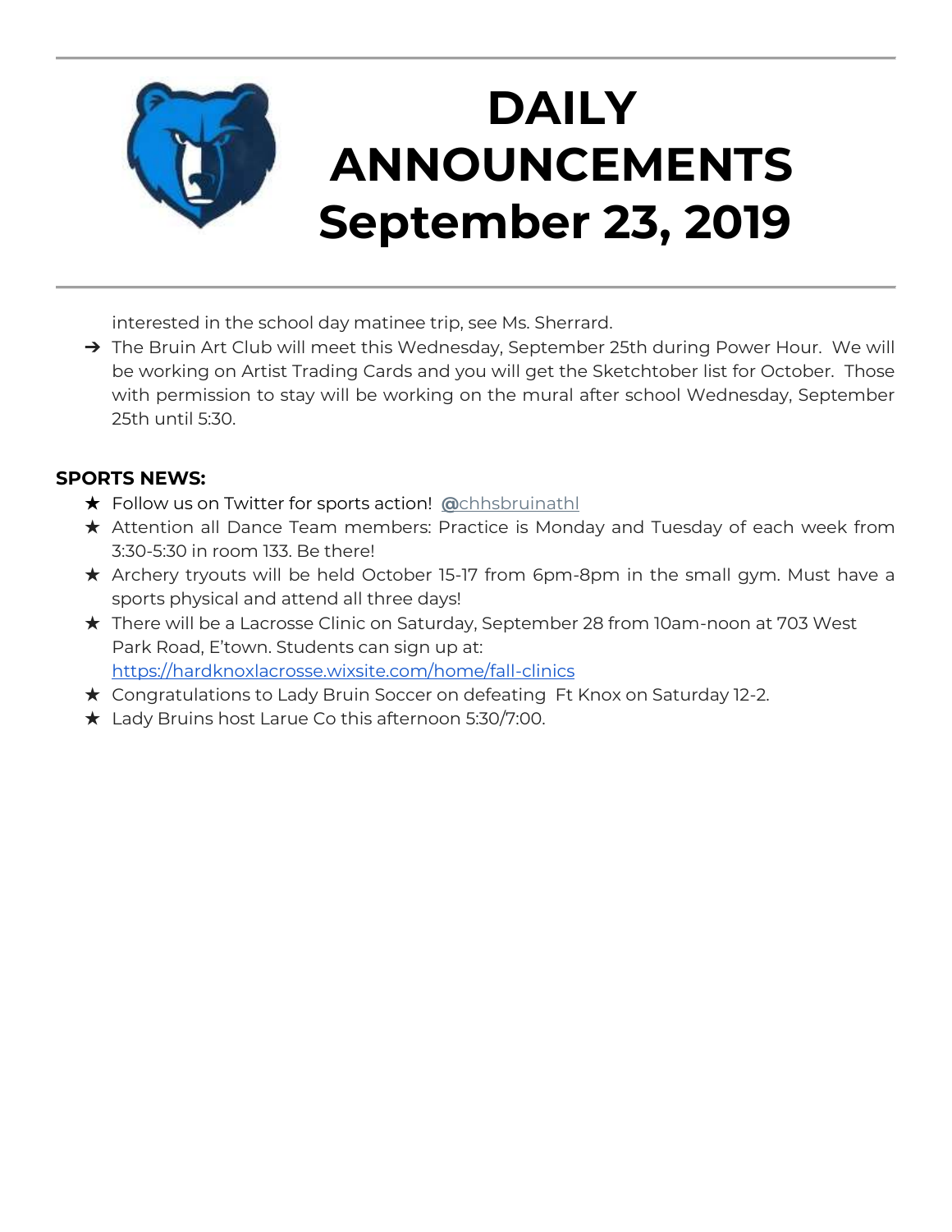# DAILY ANNOUNCEMENTS September 23, 2019

interested in the school day matinee trip, see Ms. Sherrard.

- The Bruin Art Club will meet this Wednesday, September 25th during Power Hour. We will be working on Artist Trading Cards and you will get the Sketchtober list for October. Those with permission to stay will be working on the mural after school Wednesday, September 25th until 5:30.

**SPORTS NEWS:**

- Follow us on Twitter for sports action! @chhsbruinathl
- Attention all Dance Team members: Practice is Monday and Tuesday of each week from 3:30-5:30 in room 133. Be there!
- Archery tryouts will be held October 15-17 from 6pm-8pm in the small gym. Must have a sports physical and attend all three days!
- There will be a Lacrosse Clinic on Saturday, September 28 from 10am-noon at 703 West Park Road, E'town. Students can sign up at: https://hardknoxlacrosse.wixsite.com/home/fall-clinics
- Congratulations to Lady Bruin Soccer on defeating Ft Knox on Saturday 12-2.
- Lady Bruins host Larue Co this afternoon 5:30/7:00.